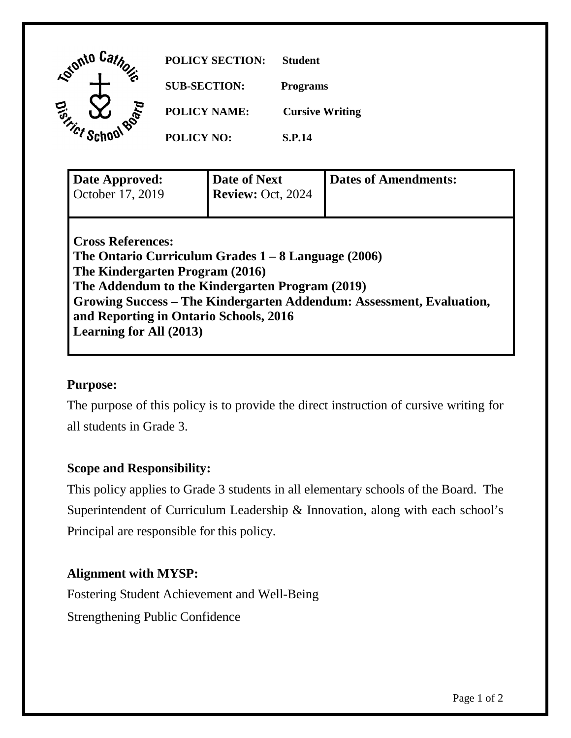**POLICY SECTION:** Student

**SUB-SECTION:** Programs

**POLICY NAME:** Cursive Writing

**POLICY NO:** S.P.14

| **Date Approved:** October 17, 2019 | **Date of Next Review:** Oct, 2024 | **Dates of Amendments:** |
|---|---|---|

**Cross References:**
**The Ontario Curriculum Grades 1 – 8 Language (2006)**
**The Kindergarten Program (2016)**
**The Addendum to the Kindergarten Program (2019)**
**Growing Success – The Kindergarten Addendum: Assessment, Evaluation, and Reporting in Ontario Schools, 2016**
**Learning for All (2013)**

## Purpose:

The purpose of this policy is to provide the direct instruction of cursive writing for all students in Grade 3.

## Scope and Responsibility:

This policy applies to Grade 3 students in all elementary schools of the Board. The Superintendent of Curriculum Leadership & Innovation, along with each school's Principal are responsible for this policy.

## Alignment with MYSP:

Fostering Student Achievement and Well-Being

Strengthening Public Confidence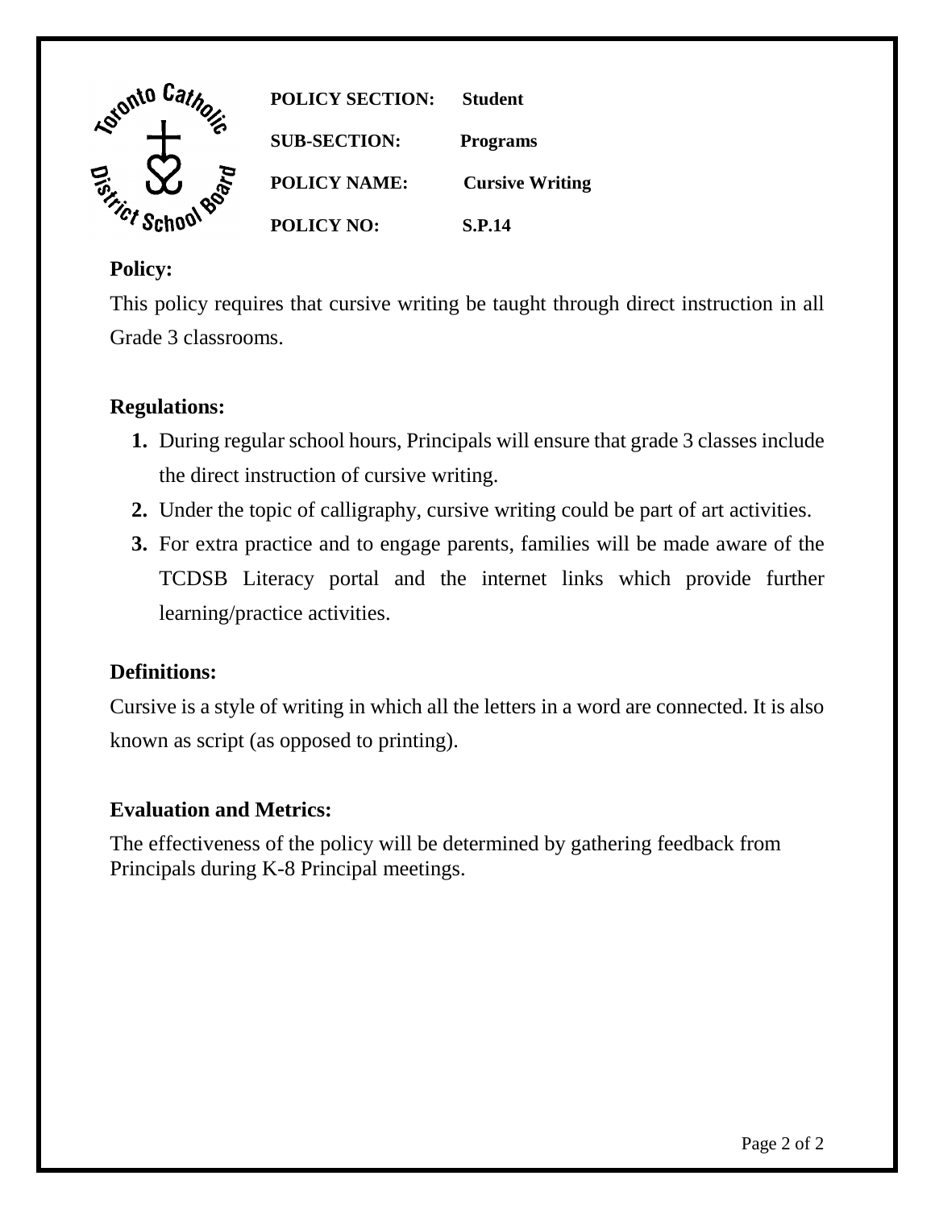| | |
|---|---|
| **POLICY SECTION:** | **Student** |
| **SUB-SECTION:** | **Programs** |
| **POLICY NAME:** | **Cursive Writing** |
| **POLICY NO:** | **S.P.14** |

## Policy:

This policy requires that cursive writing be taught through direct instruction in all Grade 3 classrooms.

## Regulations:

1. During regular school hours, Principals will ensure that grade 3 classes include the direct instruction of cursive writing.
2. Under the topic of calligraphy, cursive writing could be part of art activities.
3. For extra practice and to engage parents, families will be made aware of the TCDSB Literacy portal and the internet links which provide further learning/practice activities.

## Definitions:

Cursive is a style of writing in which all the letters in a word are connected. It is also known as script (as opposed to printing).

## Evaluation and Metrics:

The effectiveness of the policy will be determined by gathering feedback from Principals during K-8 Principal meetings.